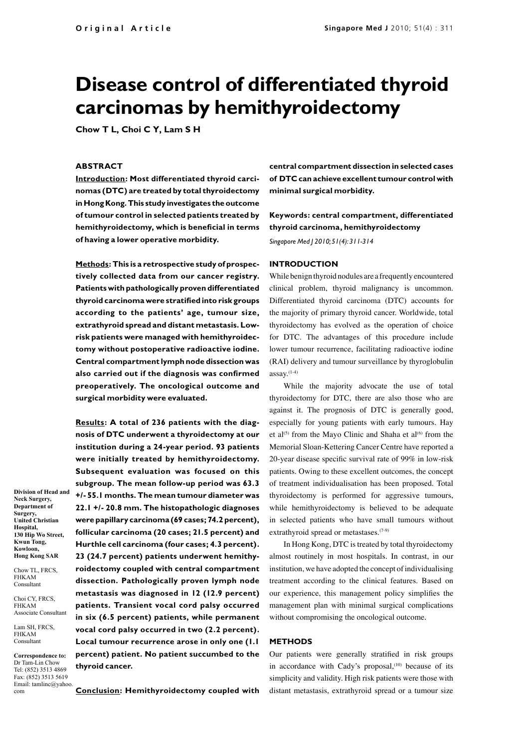Original Article

# Disease control of differentiated thyroid carcinomas by hemithyroidectomy

**Chow T L, Choi C Y, Lam S H**

## ABSTRACT

**Introduction: Most differentiated thyroid carcinomas (DTC) are treated by total thyroidectomy in Hong Kong. This study investigates the outcome of tumour control in selected patients treated by hemithyroidectomy, which is beneficial in terms of having a lower operative morbidity.**

**Methods: This is a retrospective study of prospectively collected data from our cancer registry. Patients with pathologically proven differentiated thyroid carcinoma were stratified into risk groups according to the patients' age, tumour size, extrathyroid spread and distant metastasis. Low-risk patients were managed with hemithyroidectomy without postoperative radioactive iodine. Central compartment lymph node dissection was also carried out if the diagnosis was confirmed preoperatively. The oncological outcome and surgical morbidity were evaluated.**

**Results: A total of 236 patients with the diagnosis of DTC underwent a thyroidectomy at our institution during a 24-year period. 93 patients were initially treated by hemithyroidectomy. Subsequent evaluation was focused on this subgroup. The mean follow-up period was 63.3 +/- 55.1 months. The mean tumour diameter was 22.1 +/- 20.8 mm. The histopathologic diagnoses were papillary carcinoma (69 cases; 74.2 percent), follicular carcinoma (20 cases; 21.5 percent) and Hurthle cell carcinoma (four cases; 4.3 percent). 23 (24.7 percent) patients underwent hemithyroidectomy coupled with central compartment dissection. Pathologically proven lymph node metastasis was diagnosed in 12 (12.9 percent) patients. Transient vocal cord palsy occurred in six (6.5 percent) patients, while permanent vocal cord palsy occurred in two (2.2 percent). Local tumour recurrence arose in only one (1.1 percent) patient. No patient succumbed to the thyroid cancer.**

**Conclusion: Hemithyroidectomy coupled with central compartment dissection in selected cases of DTC can achieve excellent tumour control with minimal surgical morbidity.**

**Keywords: central compartment, differentiated thyroid carcinoma, hemithyroidectomy**

*Singapore Med J 2010; 51(4): 311-314*

**Division of Head and Neck Surgery, Department of Surgery, United Christian Hospital, 130 Hip Wo Street, Kwun Tong, Kowloon, Hong Kong SAR**

Chow TL, FRCS, FHKAM
Consultant

Choi CY, FRCS, FHKAM
Associate Consultant

Lam SH, FRCS, FHKAM
Consultant

**Correspondence to:** Dr Tam-Lin Chow
Tel: (852) 3513 4869
Fax: (852) 3513 5619
Email: tamlinc@yahoo.com

## INTRODUCTION

While benign thyroid nodules are a frequently encountered clinical problem, thyroid malignancy is uncommon. Differentiated thyroid carcinoma (DTC) accounts for the majority of primary thyroid cancer. Worldwide, total thyroidectomy has evolved as the operation of choice for DTC. The advantages of this procedure include lower tumour recurrence, facilitating radioactive iodine (RAI) delivery and tumour surveillance by thyroglobulin assay.[1-4]

While the majority advocate the use of total thyroidectomy for DTC, there are also those who are against it. The prognosis of DTC is generally good, especially for young patients with early tumours. Hay et al[5] from the Mayo Clinic and Shaha et al[6] from the Memorial Sloan-Kettering Cancer Centre have reported a 20-year disease specific survival rate of 99% in low-risk patients. Owing to these excellent outcomes, the concept of treatment individualisation has been proposed. Total thyroidectomy is performed for aggressive tumours, while hemithyroidectomy is believed to be adequate in selected patients who have small tumours without extrathyroid spread or metastases.[7-9]

In Hong Kong, DTC is treated by total thyroidectomy almost routinely in most hospitals. In contrast, in our institution, we have adopted the concept of individualising treatment according to the clinical features. Based on our experience, this management policy simplifies the management plan with minimal surgical complications without compromising the oncological outcome.

## METHODS

Our patients were generally stratified in risk groups in accordance with Cady's proposal,[10] because of its simplicity and validity. High risk patients were those with distant metastasis, extrathyroid spread or a tumour size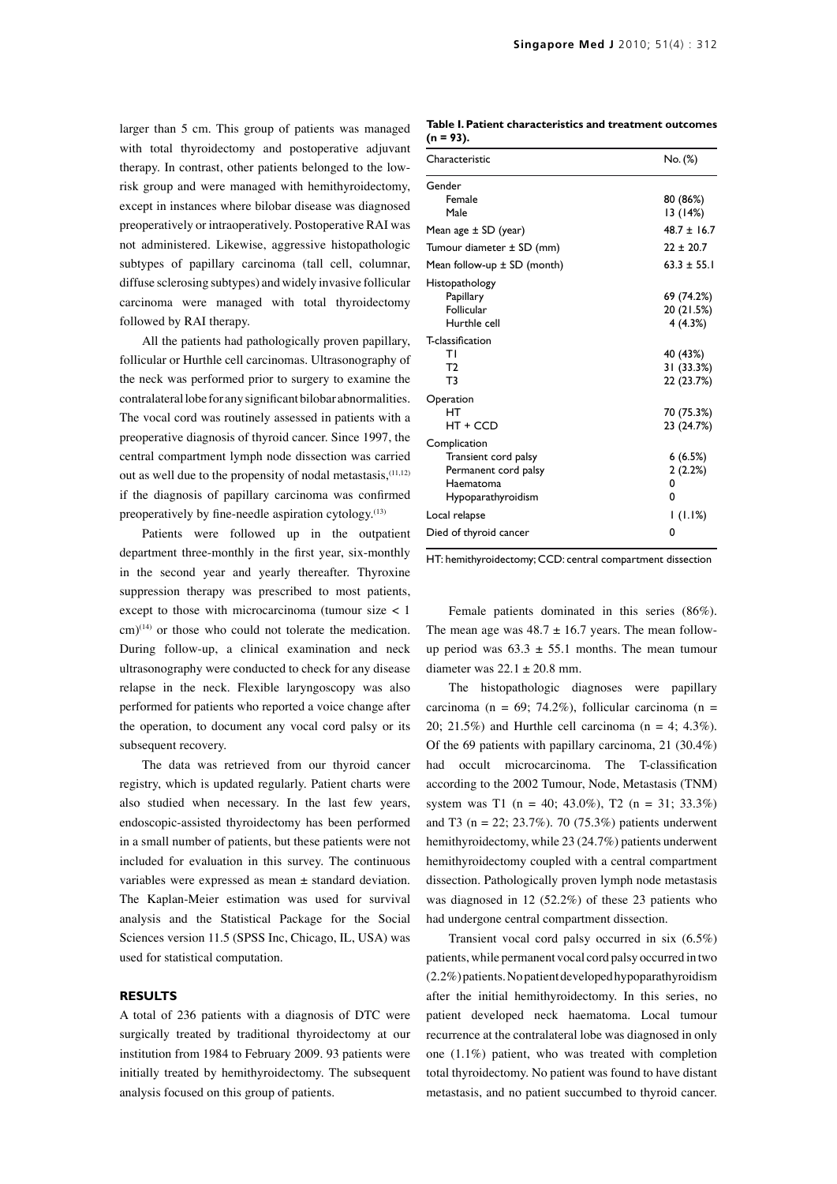larger than 5 cm. This group of patients was managed with total thyroidectomy and postoperative adjuvant therapy. In contrast, other patients belonged to the low-risk group and were managed with hemithyroidectomy, except in instances where bilobar disease was diagnosed preoperatively or intraoperatively. Postoperative RAI was not administered. Likewise, aggressive histopathologic subtypes of papillary carcinoma (tall cell, columnar, diffuse sclerosing subtypes) and widely invasive follicular carcinoma were managed with total thyroidectomy followed by RAI therapy.

All the patients had pathologically proven papillary, follicular or Hurthle cell carcinomas. Ultrasonography of the neck was performed prior to surgery to examine the contralateral lobe for any significant bilobar abnormalities. The vocal cord was routinely assessed in patients with a preoperative diagnosis of thyroid cancer. Since 1997, the central compartment lymph node dissection was carried out as well due to the propensity of nodal metastasis,[11,12] if the diagnosis of papillary carcinoma was confirmed preoperatively by fine-needle aspiration cytology.[13]

Patients were followed up in the outpatient department three-monthly in the first year, six-monthly in the second year and yearly thereafter. Thyroxine suppression therapy was prescribed to most patients, except to those with microcarcinoma (tumour size < 1 cm)[14] or those who could not tolerate the medication. During follow-up, a clinical examination and neck ultrasonography were conducted to check for any disease relapse in the neck. Flexible laryngoscopy was also performed for patients who reported a voice change after the operation, to document any vocal cord palsy or its subsequent recovery.

The data was retrieved from our thyroid cancer registry, which is updated regularly. Patient charts were also studied when necessary. In the last few years, endoscopic-assisted thyroidectomy has been performed in a small number of patients, but these patients were not included for evaluation in this survey. The continuous variables were expressed as mean ± standard deviation. The Kaplan-Meier estimation was used for survival analysis and the Statistical Package for the Social Sciences version 11.5 (SPSS Inc, Chicago, IL, USA) was used for statistical computation.

## RESULTS

A total of 236 patients with a diagnosis of DTC were surgically treated by traditional thyroidectomy at our institution from 1984 to February 2009. 93 patients were initially treated by hemithyroidectomy. The subsequent analysis focused on this group of patients.

**Table I. Patient characteristics and treatment outcomes (n = 93).**

| Characteristic | No. (%) |
|---|---|
| Gender | |
| Female | 80 (86%) |
| Male | 13 (14%) |
| Mean age ± SD (year) | 48.7 ± 16.7 |
| Tumour diameter ± SD (mm) | 22 ± 20.7 |
| Mean follow-up ± SD (month) | 63.3 ± 55.1 |
| Histopathology | |
| Papillary | 69 (74.2%) |
| Follicular | 20 (21.5%) |
| Hurthle cell | 4 (4.3%) |
| T-classification | |
| T1 | 40 (43%) |
| T2 | 31 (33.3%) |
| T3 | 22 (23.7%) |
| Operation | |
| HT | 70 (75.3%) |
| HT + CCD | 23 (24.7%) |
| Complication | |
| Transient cord palsy | 6 (6.5%) |
| Permanent cord palsy | 2 (2.2%) |
| Haematoma | 0 |
| Hypoparathyroidism | 0 |
| Local relapse | 1 (1.1%) |
| Died of thyroid cancer | 0 |

HT: hemithyroidectomy; CCD: central compartment dissection

Female patients dominated in this series (86%). The mean age was 48.7 ± 16.7 years. The mean follow-up period was 63.3 ± 55.1 months. The mean tumour diameter was 22.1 ± 20.8 mm.

The histopathologic diagnoses were papillary carcinoma (n = 69; 74.2%), follicular carcinoma (n = 20; 21.5%) and Hurthle cell carcinoma (n = 4; 4.3%). Of the 69 patients with papillary carcinoma, 21 (30.4%) had occult microcarcinoma. The T-classification according to the 2002 Tumour, Node, Metastasis (TNM) system was T1 (n = 40; 43.0%), T2 (n = 31; 33.3%) and T3 (n = 22; 23.7%). 70 (75.3%) patients underwent hemithyroidectomy, while 23 (24.7%) patients underwent hemithyroidectomy coupled with a central compartment dissection. Pathologically proven lymph node metastasis was diagnosed in 12 (52.2%) of these 23 patients who had undergone central compartment dissection.

Transient vocal cord palsy occurred in six (6.5%) patients, while permanent vocal cord palsy occurred in two (2.2%) patients. No patient developed hypoparathyroidism after the initial hemithyroidectomy. In this series, no patient developed neck haematoma. Local tumour recurrence at the contralateral lobe was diagnosed in only one (1.1%) patient, who was treated with completion total thyroidectomy. No patient was found to have distant metastasis, and no patient succumbed to thyroid cancer.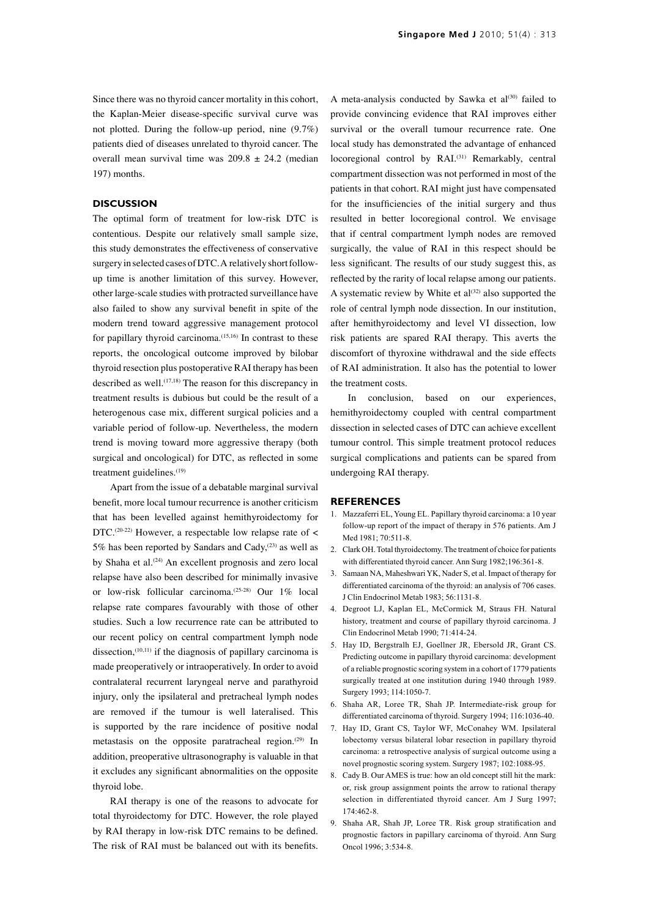Since there was no thyroid cancer mortality in this cohort, the Kaplan-Meier disease-specific survival curve was not plotted. During the follow-up period, nine (9.7%) patients died of diseases unrelated to thyroid cancer. The overall mean survival time was 209.8 ± 24.2 (median 197) months.

## DISCUSSION

The optimal form of treatment for low-risk DTC is contentious. Despite our relatively small sample size, this study demonstrates the effectiveness of conservative surgery in selected cases of DTC. A relatively short follow-up time is another limitation of this survey. However, other large-scale studies with protracted surveillance have also failed to show any survival benefit in spite of the modern trend toward aggressive management protocol for papillary thyroid carcinoma.[15,16] In contrast to these reports, the oncological outcome improved by bilobar thyroid resection plus postoperative RAI therapy has been described as well.[17,18] The reason for this discrepancy in treatment results is dubious but could be the result of a heterogenous case mix, different surgical policies and a variable period of follow-up. Nevertheless, the modern trend is moving toward more aggressive therapy (both surgical and oncological) for DTC, as reflected in some treatment guidelines.[19]

Apart from the issue of a debatable marginal survival benefit, more local tumour recurrence is another criticism that has been levelled against hemithyroidectomy for DTC.[20-22] However, a respectable low relapse rate of < 5% has been reported by Sandars and Cady,[23] as well as by Shaha et al.[24] An excellent prognosis and zero local relapse have also been described for minimally invasive or low-risk follicular carcinoma.[25-28] Our 1% local relapse rate compares favourably with those of other studies. Such a low recurrence rate can be attributed to our recent policy on central compartment lymph node dissection,[10,11] if the diagnosis of papillary carcinoma is made preoperatively or intraoperatively. In order to avoid contralateral recurrent laryngeal nerve and parathyroid injury, only the ipsilateral and pretracheal lymph nodes are removed if the tumour is well lateralised. This is supported by the rare incidence of positive nodal metastasis on the opposite paratracheal region.[29] In addition, preoperative ultrasonography is valuable in that it excludes any significant abnormalities on the opposite thyroid lobe.

RAI therapy is one of the reasons to advocate for total thyroidectomy for DTC. However, the role played by RAI therapy in low-risk DTC remains to be defined. The risk of RAI must be balanced out with its benefits. A meta-analysis conducted by Sawka et al[30] failed to provide convincing evidence that RAI improves either survival or the overall tumour recurrence rate. One local study has demonstrated the advantage of enhanced locoregional control by RAI.[31] Remarkably, central compartment dissection was not performed in most of the patients in that cohort. RAI might just have compensated for the insufficiencies of the initial surgery and thus resulted in better locoregional control. We envisage that if central compartment lymph nodes are removed surgically, the value of RAI in this respect should be less significant. The results of our study suggest this, as reflected by the rarity of local relapse among our patients. A systematic review by White et al[32] also supported the role of central lymph node dissection. In our institution, after hemithyroidectomy and level VI dissection, low risk patients are spared RAI therapy. This averts the discomfort of thyroxine withdrawal and the side effects of RAI administration. It also has the potential to lower the treatment costs.

In conclusion, based on our experiences, hemithyroidectomy coupled with central compartment dissection in selected cases of DTC can achieve excellent tumour control. This simple treatment protocol reduces surgical complications and patients can be spared from undergoing RAI therapy.

## REFERENCES

1. Mazzaferri EL, Young EL. Papillary thyroid carcinoma: a 10 year follow-up report of the impact of therapy in 576 patients. Am J Med 1981; 70:511-8.
2. Clark OH. Total thyroidectomy. The treatment of choice for patients with differentiated thyroid cancer. Ann Surg 1982;196:361-8.
3. Samaan NA, Maheshwari YK, Nader S, et al. Impact of therapy for differentiated carcinoma of the thyroid: an analysis of 706 cases. J Clin Endocrinol Metab 1983; 56:1131-8.
4. Degroot LJ, Kaplan EL, McCormick M, Straus FH. Natural history, treatment and course of papillary thyroid carcinoma. J Clin Endocrinol Metab 1990; 71:414-24.
5. Hay ID, Bergstralh EJ, Goellner JR, Ebersold JR, Grant CS. Predicting outcome in papillary thyroid carcinoma: development of a reliable prognostic scoring system in a cohort of 1779 patients surgically treated at one institution during 1940 through 1989. Surgery 1993; 114:1050-7.
6. Shaha AR, Loree TR, Shah JP. Intermediate-risk group for differentiated carcinoma of thyroid. Surgery 1994; 116:1036-40.
7. Hay ID, Grant CS, Taylor WF, McConahey WM. Ipsilateral lobectomy versus bilateral lobar resection in papillary thyroid carcinoma: a retrospective analysis of surgical outcome using a novel prognostic scoring system. Surgery 1987; 102:1088-95.
8. Cady B. Our AMES is true: how an old concept still hit the mark: or, risk group assignment points the arrow to rational therapy selection in differentiated thyroid cancer. Am J Surg 1997; 174:462-8.
9. Shaha AR, Shah JP, Loree TR. Risk group stratification and prognostic factors in papillary carcinoma of thyroid. Ann Surg Oncol 1996; 3:534-8.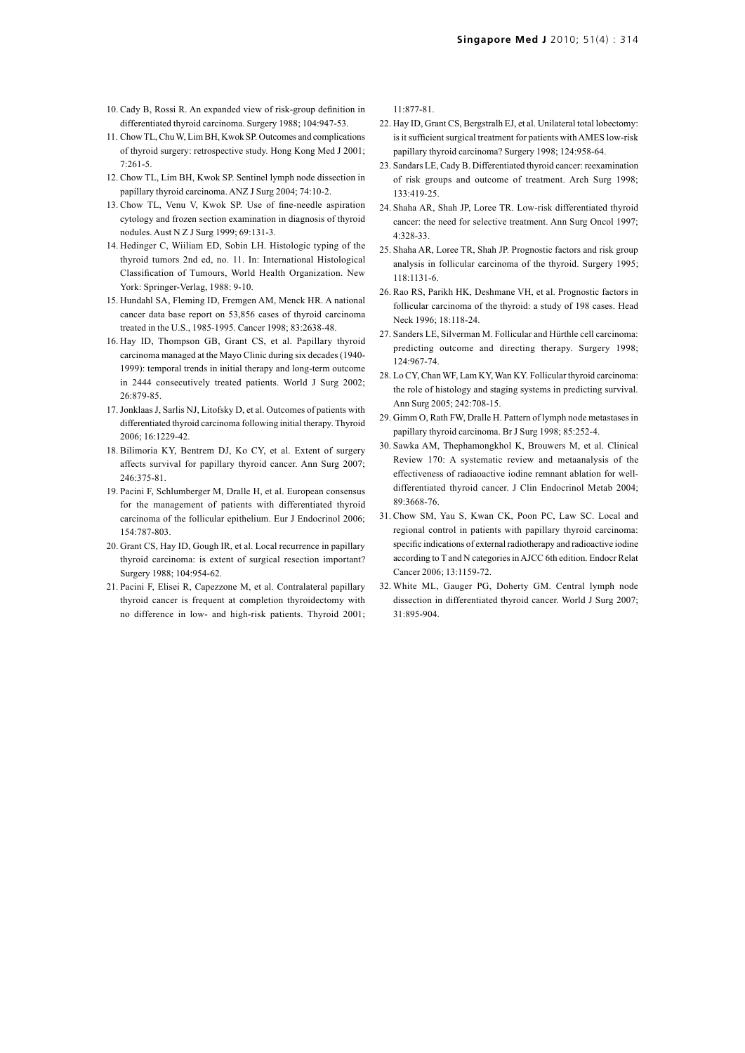10. Cady B, Rossi R. An expanded view of risk-group definition in differentiated thyroid carcinoma. Surgery 1988; 104:947-53.
11. Chow TL, Chu W, Lim BH, Kwok SP. Outcomes and complications of thyroid surgery: retrospective study. Hong Kong Med J 2001; 7:261-5.
12. Chow TL, Lim BH, Kwok SP. Sentinel lymph node dissection in papillary thyroid carcinoma. ANZ J Surg 2004; 74:10-2.
13. Chow TL, Venu V, Kwok SP. Use of fine-needle aspiration cytology and frozen section examination in diagnosis of thyroid nodules. Aust N Z J Surg 1999; 69:131-3.
14. Hedinger C, Wiiliam ED, Sobin LH. Histologic typing of the thyroid tumors 2nd ed, no. 11. In: International Histological Classification of Tumours, World Health Organization. New York: Springer-Verlag, 1988: 9-10.
15. Hundahl SA, Fleming ID, Fremgen AM, Menck HR. A national cancer data base report on 53,856 cases of thyroid carcinoma treated in the U.S., 1985-1995. Cancer 1998; 83:2638-48.
16. Hay ID, Thompson GB, Grant CS, et al. Papillary thyroid carcinoma managed at the Mayo Clinic during six decades (1940-1999): temporal trends in initial therapy and long-term outcome in 2444 consecutively treated patients. World J Surg 2002; 26:879-85.
17. Jonklaas J, Sarlis NJ, Litofsky D, et al. Outcomes of patients with differentiated thyroid carcinoma following initial therapy. Thyroid 2006; 16:1229-42.
18. Bilimoria KY, Bentrem DJ, Ko CY, et al. Extent of surgery affects survival for papillary thyroid cancer. Ann Surg 2007; 246:375-81.
19. Pacini F, Schlumberger M, Dralle H, et al. European consensus for the management of patients with differentiated thyroid carcinoma of the follicular epithelium. Eur J Endocrinol 2006; 154:787-803.
20. Grant CS, Hay ID, Gough IR, et al. Local recurrence in papillary thyroid carcinoma: is extent of surgical resection important? Surgery 1988; 104:954-62.
21. Pacini F, Elisei R, Capezzone M, et al. Contralateral papillary thyroid cancer is frequent at completion thyroidectomy with no difference in low- and high-risk patients. Thyroid 2001; 11:877-81.
22. Hay ID, Grant CS, Bergstralh EJ, et al. Unilateral total lobectomy: is it sufficient surgical treatment for patients with AMES low-risk papillary thyroid carcinoma? Surgery 1998; 124:958-64.
23. Sandars LE, Cady B. Differentiated thyroid cancer: reexamination of risk groups and outcome of treatment. Arch Surg 1998; 133:419-25.
24. Shaha AR, Shah JP, Loree TR. Low-risk differentiated thyroid cancer: the need for selective treatment. Ann Surg Oncol 1997; 4:328-33.
25. Shaha AR, Loree TR, Shah JP. Prognostic factors and risk group analysis in follicular carcinoma of the thyroid. Surgery 1995; 118:1131-6.
26. Rao RS, Parikh HK, Deshmane VH, et al. Prognostic factors in follicular carcinoma of the thyroid: a study of 198 cases. Head Neck 1996; 18:118-24.
27. Sanders LE, Silverman M. Follicular and Hürthle cell carcinoma: predicting outcome and directing therapy. Surgery 1998; 124:967-74.
28. Lo CY, Chan WF, Lam KY, Wan KY. Follicular thyroid carcinoma: the role of histology and staging systems in predicting survival. Ann Surg 2005; 242:708-15.
29. Gimm O, Rath FW, Dralle H. Pattern of lymph node metastases in papillary thyroid carcinoma. Br J Surg 1998; 85:252-4.
30. Sawka AM, Thephamongkhol K, Brouwers M, et al. Clinical Review 170: A systematic review and metaanalysis of the effectiveness of radiaoactive iodine remnant ablation for well-differentiated thyroid cancer. J Clin Endocrinol Metab 2004; 89:3668-76.
31. Chow SM, Yau S, Kwan CK, Poon PC, Law SC. Local and regional control in patients with papillary thyroid carcinoma: specific indications of external radiotherapy and radioactive iodine according to T and N categories in AJCC 6th edition. Endocr Relat Cancer 2006; 13:1159-72.
32. White ML, Gauger PG, Doherty GM. Central lymph node dissection in differentiated thyroid cancer. World J Surg 2007; 31:895-904.